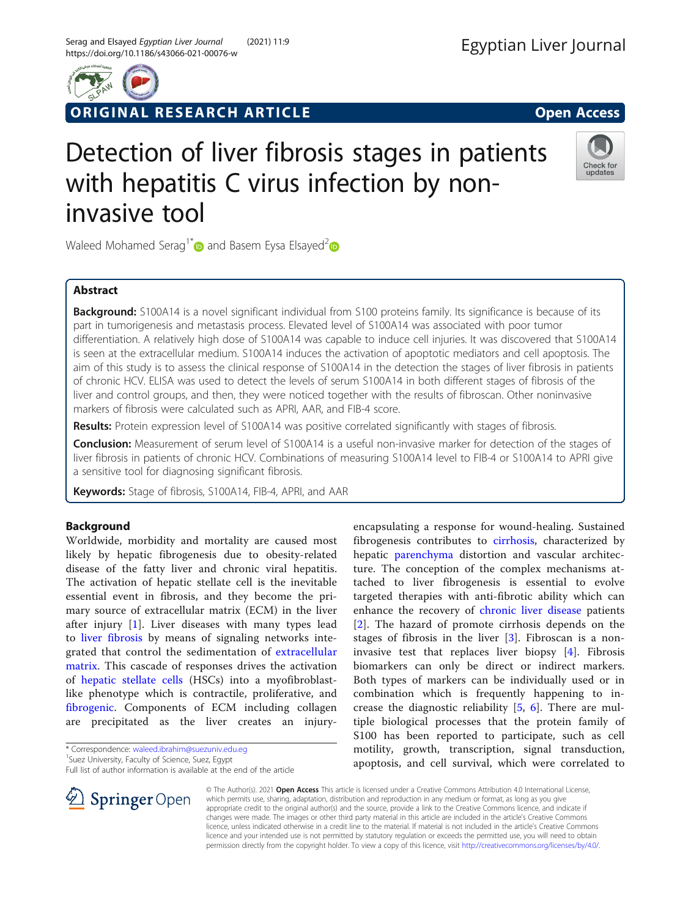ORIGINAL RESEARCH ARTICLE

Open Access

# Detection of liver fibrosis stages in patients with hepatitis C virus infection by non-invasive tool

Waleed Mohamed Serag[1*] and Basem Eysa Elsayed[2]

## Abstract

**Background:** S100A14 is a novel significant individual from S100 proteins family. Its significance is because of its part in tumorigenesis and metastasis process. Elevated level of S100A14 was associated with poor tumor differentiation. A relatively high dose of S100A14 was capable to induce cell injuries. It was discovered that S100A14 is seen at the extracellular medium. S100A14 induces the activation of apoptotic mediators and cell apoptosis. The aim of this study is to assess the clinical response of S100A14 in the detection the stages of liver fibrosis in patients of chronic HCV. ELISA was used to detect the levels of serum S100A14 in both different stages of fibrosis of the liver and control groups, and then, they were noticed together with the results of fibroscan. Other noninvasive markers of fibrosis were calculated such as APRI, AAR, and FIB-4 score.

**Results:** Protein expression level of S100A14 was positive correlated significantly with stages of fibrosis.

**Conclusion:** Measurement of serum level of S100A14 is a useful non-invasive marker for detection of the stages of liver fibrosis in patients of chronic HCV. Combinations of measuring S100A14 level to FIB-4 or S100A14 to APRI give a sensitive tool for diagnosing significant fibrosis.

**Keywords:** Stage of fibrosis, S100A14, FIB-4, APRI, and AAR

## Background

Worldwide, morbidity and mortality are caused most likely by hepatic fibrogenesis due to obesity-related disease of the fatty liver and chronic viral hepatitis. The activation of hepatic stellate cell is the inevitable essential event in fibrosis, and they become the primary source of extracellular matrix (ECM) in the liver after injury [1]. Liver diseases with many types lead to liver fibrosis by means of signaling networks integrated that control the sedimentation of extracellular matrix. This cascade of responses drives the activation of hepatic stellate cells (HSCs) into a myofibroblast-like phenotype which is contractile, proliferative, and fibrogenic. Components of ECM including collagen are precipitated as the liver creates an injury-encapsulating a response for wound-healing. Sustained fibrogenesis contributes to cirrhosis, characterized by hepatic parenchyma distortion and vascular architecture. The conception of the complex mechanisms attached to liver fibrogenesis is essential to evolve targeted therapies with anti-fibrotic ability which can enhance the recovery of chronic liver disease patients [2]. The hazard of promote cirrhosis depends on the stages of fibrosis in the liver [3]. Fibroscan is a non-invasive test that replaces liver biopsy [4]. Fibrosis biomarkers can only be direct or indirect markers. Both types of markers can be individually used or in combination which is frequently happening to increase the diagnostic reliability [5, 6]. There are multiple biological processes that the protein family of S100 has been reported to participate, such as cell motility, growth, transcription, signal transduction, apoptosis, and cell survival, which were correlated to

\* Correspondence: waleed.ibrahim@suezuniv.edu.eg
[1]Suez University, Faculty of Science, Suez, Egypt
Full list of author information is available at the end of the article

© The Author(s). 2021 **Open Access** This article is licensed under a Creative Commons Attribution 4.0 International License, which permits use, sharing, adaptation, distribution and reproduction in any medium or format, as long as you give appropriate credit to the original author(s) and the source, provide a link to the Creative Commons licence, and indicate if changes were made. The images or other third party material in this article are included in the article's Creative Commons licence, unless indicated otherwise in a credit line to the material. If material is not included in the article's Creative Commons licence and your intended use is not permitted by statutory regulation or exceeds the permitted use, you will need to obtain permission directly from the copyright holder. To view a copy of this licence, visit http://creativecommons.org/licenses/by/4.0/.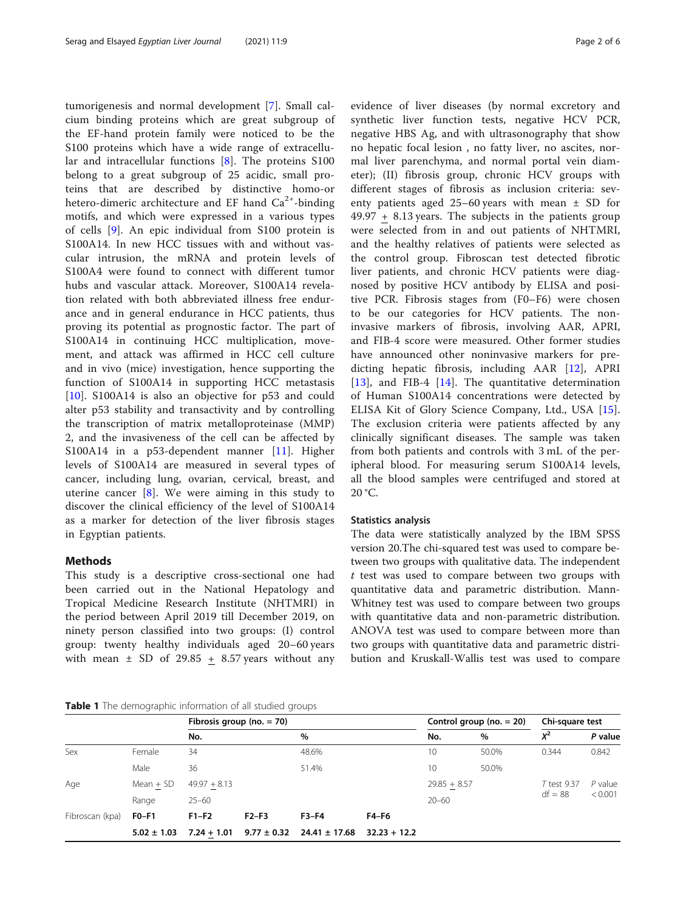tumorigenesis and normal development [7]. Small calcium binding proteins which are great subgroup of the EF-hand protein family were noticed to be the S100 proteins which have a wide range of extracellular and intracellular functions [8]. The proteins S100 belong to a great subgroup of 25 acidic, small proteins that are described by distinctive homo-or hetero-dimeric architecture and EF hand $Ca^{2+}$-binding motifs, and which were expressed in a various types of cells [9]. An epic individual from S100 protein is S100A14. In new HCC tissues with and without vascular intrusion, the mRNA and protein levels of S100A4 were found to connect with different tumor hubs and vascular attack. Moreover, S100A14 revelation related with both abbreviated illness free endurance and in general endurance in HCC patients, thus proving its potential as prognostic factor. The part of S100A14 in continuing HCC multiplication, movement, and attack was affirmed in HCC cell culture and in vivo (mice) investigation, hence supporting the function of S100A14 in supporting HCC metastasis [10]. S100A14 is also an objective for p53 and could alter p53 stability and transactivity and by controlling the transcription of matrix metalloproteinase (MMP) 2, and the invasiveness of the cell can be affected by S100A14 in a p53-dependent manner [11]. Higher levels of S100A14 are measured in several types of cancer, including lung, ovarian, cervical, breast, and uterine cancer [8]. We were aiming in this study to discover the clinical efficiency of the level of S100A14 as a marker for detection of the liver fibrosis stages in Egyptian patients.

## Methods

This study is a descriptive cross-sectional one had been carried out in the National Hepatology and Tropical Medicine Research Institute (NHTMRI) in the period between April 2019 till December 2019, on ninety person classified into two groups: (I) control group: twenty healthy individuals aged 20–60 years with mean ± SD of 29.85 ± 8.57 years without any evidence of liver diseases (by normal excretory and synthetic liver function tests, negative HCV PCR, negative HBS Ag, and with ultrasonography that show no hepatic focal lesion , no fatty liver, no ascites, normal liver parenchyma, and normal portal vein diameter); (II) fibrosis group, chronic HCV groups with different stages of fibrosis as inclusion criteria: seventy patients aged 25–60 years with mean ± SD for 49.97 ± 8.13 years. The subjects in the patients group were selected from in and out patients of NHTMRI, and the healthy relatives of patients were selected as the control group. Fibroscan test detected fibrotic liver patients, and chronic HCV patients were diagnosed by positive HCV antibody by ELISA and positive PCR. Fibrosis stages from (F0–F6) were chosen to be our categories for HCV patients. The noninvasive markers of fibrosis, involving AAR, APRI, and FIB-4 score were measured. Other former studies have announced other noninvasive markers for predicting hepatic fibrosis, including AAR [12], APRI [13], and FIB-4 [14]. The quantitative determination of Human S100A14 concentrations were detected by ELISA Kit of Glory Science Company, Ltd., USA [15]. The exclusion criteria were patients affected by any clinically significant diseases. The sample was taken from both patients and controls with 3 mL of the peripheral blood. For measuring serum S100A14 levels, all the blood samples were centrifuged and stored at 20 °C.

### Statistics analysis

The data were statistically analyzed by the IBM SPSS version 20.The chi-squared test was used to compare between two groups with qualitative data. The independent *t* test was used to compare between two groups with quantitative data and parametric distribution. Mann-Whitney test was used to compare between two groups with quantitative data and non-parametric distribution. ANOVA test was used to compare between more than two groups with quantitative data and parametric distribution and Kruskall-Wallis test was used to compare

**Table 1** The demographic information of all studied groups

| | | Fibrosis group (no. = 70) | | | | | Control group (no. = 20) | | Chi-square test | |
|---|---|---|---|---|---|---|---|---|---|---|
| | | No. | | % | | | No. | % | $X^2$ | *P* value |
| Sex | Female | 34 | | 48.6% | | | 10 | 50.0% | 0.344 | 0.842 |
| | Male | 36 | | 51.4% | | | 10 | 50.0% | | |
| Age | Mean ± SD | 49.97 ± 8.13 | | | | | 29.85 ± 8.57 | | *T* test 9.37 df = 88 | *P* value < 0.001 |
| | Range | 25–60 | | | | | 20–60 | | | |
| Fibroscan (kpa) | **F0–F1** | **F1–F2** | **F2–F3** | **F3–F4** | **F4–F6** | | | | | |
| | **5.02 ± 1.03** | **7.24 ± 1.01** | **9.77 ± 0.32** | **24.41 ± 17.68** | **32.23 ± 12.2** | | | | | |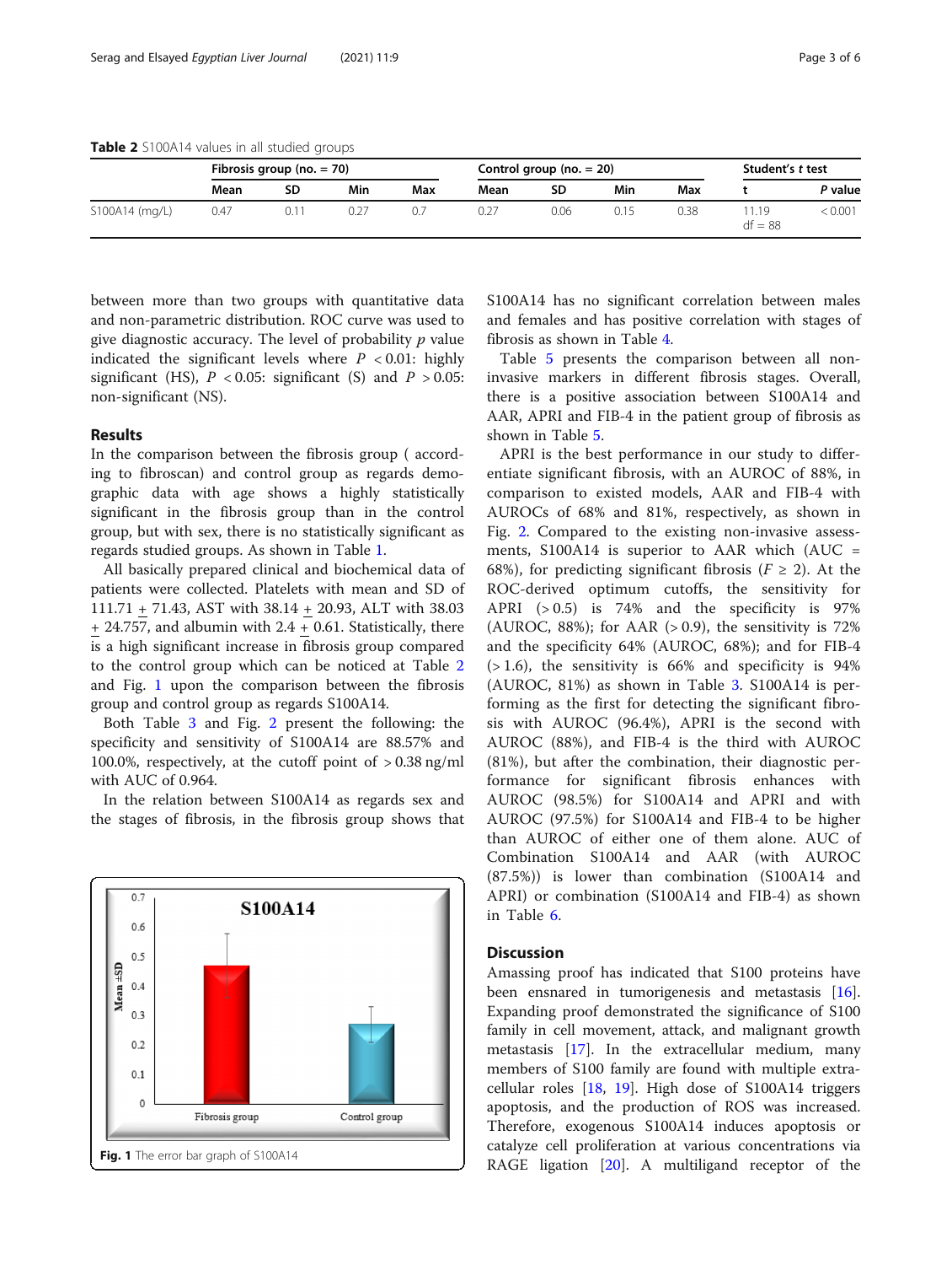**Table 2** S100A14 values in all studied groups

| | Fibrosis group (no. = 70) | | | | Control group (no. = 20) | | | | Student's *t* test | |
|---|---|---|---|---|---|---|---|---|---|---|
| | Mean | SD | Min | Max | Mean | SD | Min | Max | t | *P* value |
| S100A14 (mg/L) | 0.47 | 0.11 | 0.27 | 0.7 | 0.27 | 0.06 | 0.15 | 0.38 | 11.19 df = 88 | < 0.001 |

between more than two groups with quantitative data and non-parametric distribution. ROC curve was used to give diagnostic accuracy. The level of probability *p* value indicated the significant levels where $P < 0.01$: highly significant (HS), $P < 0.05$: significant (S) and $P > 0.05$: non-significant (NS).

## Results

In the comparison between the fibrosis group ( according to fibroscan) and control group as regards demographic data with age shows a highly statistically significant in the fibrosis group than in the control group, but with sex, there is no statistically significant as regards studied groups. As shown in Table 1.

All basically prepared clinical and biochemical data of patients were collected. Platelets with mean and SD of 111.71 ± 71.43, AST with 38.14 ± 20.93, ALT with 38.03 ± 24.757, and albumin with 2.4 ± 0.61. Statistically, there is a high significant increase in fibrosis group compared to the control group which can be noticed at Table 2 and Fig. 1 upon the comparison between the fibrosis group and control group as regards S100A14.

Both Table 3 and Fig. 2 present the following: the specificity and sensitivity of S100A14 are 88.57% and 100.0%, respectively, at the cutoff point of > 0.38 ng/ml with AUC of 0.964.

In the relation between S100A14 as regards sex and the stages of fibrosis, in the fibrosis group shows that S100A14 has no significant correlation between males and females and has positive correlation with stages of fibrosis as shown in Table 4.

Table 5 presents the comparison between all non-invasive markers in different fibrosis stages. Overall, there is a positive association between S100A14 and AAR, APRI and FIB-4 in the patient group of fibrosis as shown in Table 5.

APRI is the best performance in our study to differentiate significant fibrosis, with an AUROC of 88%, in comparison to existed models, AAR and FIB-4 with AUROCs of 68% and 81%, respectively, as shown in Fig. 2. Compared to the existing non-invasive assessments, S100A14 is superior to AAR which (AUC = 68%), for predicting significant fibrosis ($F \geq 2$). At the ROC-derived optimum cutoffs, the sensitivity for APRI (> 0.5) is 74% and the specificity is 97% (AUROC, 88%); for AAR (> 0.9), the sensitivity is 72% and the specificity 64% (AUROC, 68%); and for FIB-4 (> 1.6), the sensitivity is 66% and specificity is 94% (AUROC, 81%) as shown in Table 3. S100A14 is performing as the first for detecting the significant fibrosis with AUROC (96.4%), APRI is the second with AUROC (88%), and FIB-4 is the third with AUROC (81%), but after the combination, their diagnostic performance for significant fibrosis enhances with AUROC (98.5%) for S100A14 and APRI and with AUROC (97.5%) for S100A14 and FIB-4 to be higher than AUROC of either one of them alone. AUC of Combination S100A14 and AAR (with AUROC (87.5%)) is lower than combination (S100A14 and APRI) or combination (S100A14 and FIB-4) as shown in Table 6.

Fig. 1 The error bar graph of S100A14

## Discussion

Amassing proof has indicated that S100 proteins have been ensnared in tumorigenesis and metastasis [16]. Expanding proof demonstrated the significance of S100 family in cell movement, attack, and malignant growth metastasis [17]. In the extracellular medium, many members of S100 family are found with multiple extracellular roles [18, 19]. High dose of S100A14 triggers apoptosis, and the production of ROS was increased. Therefore, exogenous S100A14 induces apoptosis or catalyze cell proliferation at various concentrations via RAGE ligation [20]. A multiligand receptor of the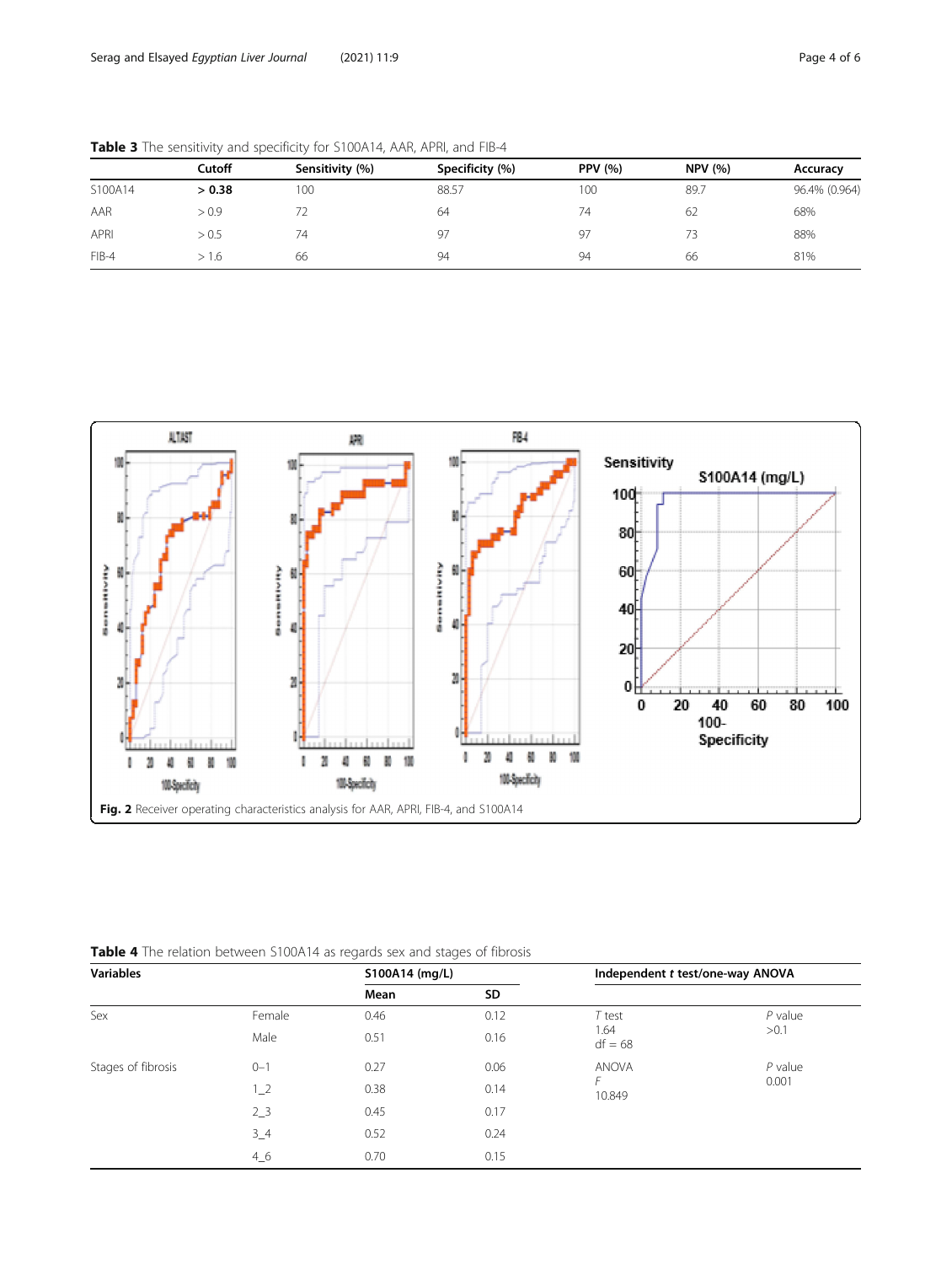**Table 3** The sensitivity and specificity for S100A14, AAR, APRI, and FIB-4

| | Cutoff | Sensitivity (%) | Specificity (%) | PPV (%) | NPV (%) | Accuracy |
|---|---|---|---|---|---|---|
| S100A14 | **> 0.38** | 100 | 88.57 | 100 | 89.7 | 96.4% (0.964) |
| AAR | > 0.9 | 72 | 64 | 74 | 62 | 68% |
| APRI | > 0.5 | 74 | 97 | 97 | 73 | 88% |
| FIB-4 | > 1.6 | 66 | 94 | 94 | 66 | 81% |

**Fig. 2** Receiver operating characteristics analysis for AAR, APRI, FIB-4, and S100A14

**Table 4** The relation between S100A14 as regards sex and stages of fibrosis

| Variables | | S100A14 (mg/L) | | Independent *t* test/one-way ANOVA | |
|---|---|---|---|---|---|
| | | Mean | SD | | |
| Sex | Female | 0.46 | 0.12 | *T* test 1.64 df = 68 | *P* value >0.1 |
| | Male | 0.51 | 0.16 | | |
| Stages of fibrosis | 0–1 | 0.27 | 0.06 | ANOVA *F* 10.849 | *P* value 0.001 |
| | 1_2 | 0.38 | 0.14 | | |
| | 2_3 | 0.45 | 0.17 | | |
| | 3_4 | 0.52 | 0.24 | | |
| | 4_6 | 0.70 | 0.15 | | |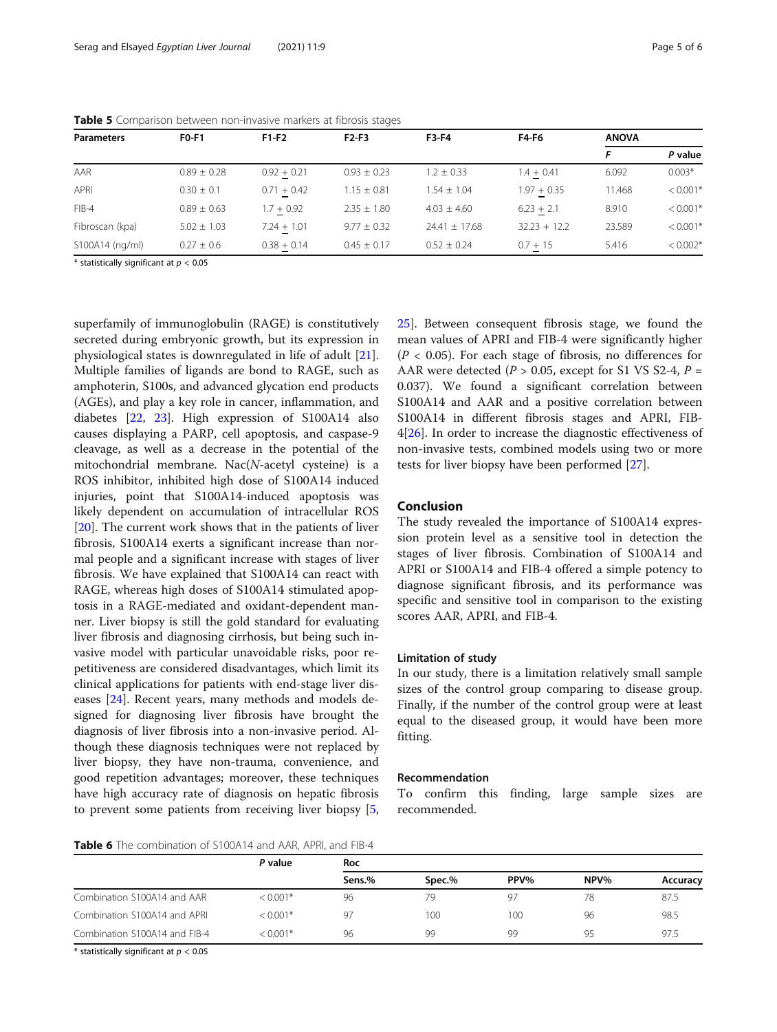**Table 5** Comparison between non-invasive markers at fibrosis stages

| Parameters | F0-F1 | F1-F2 | F2-F3 | F3-F4 | F4-F6 | ANOVA | |
|---|---|---|---|---|---|---|---|
| | | | | | | *F* | *P* value |
| AAR | 0.89 ± 0.28 | 0.92 + 0.21 | 0.93 ± 0.23 | 1.2 ± 0.33 | 1.4 + 0.41 | 6.092 | 0.003* |
| APRI | 0.30 ± 0.1 | 0.71 + 0.42 | 1.15 ± 0.81 | 1.54 ± 1.04 | 1.97 + 0.35 | 11.468 | < 0.001* |
| FIB-4 | 0.89 ± 0.63 | 1.7 + 0.92 | 2.35 ± 1.80 | 4.03 ± 4.60 | 6.23 + 2.1 | 8.910 | < 0.001* |
| Fibroscan (kpa) | 5.02 ± 1.03 | 7.24 + 1.01 | 9.77 ± 0.32 | 24.41 ± 17.68 | 32.23 + 12.2 | 23.589 | < 0.001* |
| S100A14 (ng/ml) | 0.27 ± 0.6 | 0.38 + 0.14 | 0.45 ± 0.17 | 0.52 ± 0.24 | 0.7 + 15 | 5.416 | < 0.002* |

\* statistically significant at $p < 0.05$

superfamily of immunoglobulin (RAGE) is constitutively secreted during embryonic growth, but its expression in physiological states is downregulated in life of adult [21]. Multiple families of ligands are bond to RAGE, such as amphoterin, S100s, and advanced glycation end products (AGEs), and play a key role in cancer, inflammation, and diabetes [22, 23]. High expression of S100A14 also causes displaying a PARP, cell apoptosis, and caspase-9 cleavage, as well as a decrease in the potential of the mitochondrial membrane. Nac(*N*-acetyl cysteine) is a ROS inhibitor, inhibited high dose of S100A14 induced injuries, point that S100A14-induced apoptosis was likely dependent on accumulation of intracellular ROS [20]. The current work shows that in the patients of liver fibrosis, S100A14 exerts a significant increase than normal people and a significant increase with stages of liver fibrosis. We have explained that S100A14 can react with RAGE, whereas high doses of S100A14 stimulated apoptosis in a RAGE-mediated and oxidant-dependent manner. Liver biopsy is still the gold standard for evaluating liver fibrosis and diagnosing cirrhosis, but being such invasive model with particular unavoidable risks, poor repetitiveness are considered disadvantages, which limit its clinical applications for patients with end-stage liver diseases [24]. Recent years, many methods and models designed for diagnosing liver fibrosis have brought the diagnosis of liver fibrosis into a non-invasive period. Although these diagnosis techniques were not replaced by liver biopsy, they have non-trauma, convenience, and good repetition advantages; moreover, these techniques have high accuracy rate of diagnosis on hepatic fibrosis to prevent some patients from receiving liver biopsy [5, 25]. Between consequent fibrosis stage, we found the mean values of APRI and FIB-4 were significantly higher ($P < 0.05$). For each stage of fibrosis, no differences for AAR were detected ($P > 0.05$, except for S1 VS S2-4, $P = 0.037$). We found a significant correlation between S100A14 and AAR and a positive correlation between S100A14 in different fibrosis stages and APRI, FIB-4[26]. In order to increase the diagnostic effectiveness of non-invasive tests, combined models using two or more tests for liver biopsy have been performed [27].

## Conclusion

The study revealed the importance of S100A14 expression protein level as a sensitive tool in detection the stages of liver fibrosis. Combination of S100A14 and APRI or S100A14 and FIB-4 offered a simple potency to diagnose significant fibrosis, and its performance was specific and sensitive tool in comparison to the existing scores AAR, APRI, and FIB-4.

### Limitation of study

In our study, there is a limitation relatively small sample sizes of the control group comparing to disease group. Finally, if the number of the control group were at least equal to the diseased group, it would have been more fitting.

### Recommendation

To confirm this finding, large sample sizes are recommended.

**Table 6** The combination of S100A14 and AAR, APRI, and FIB-4

| | *P* value | Roc | | | | |
|---|---|---|---|---|---|---|
| | | Sens.% | Spec.% | PPV% | NPV% | Accuracy |
| Combination S100A14 and AAR | < 0.001* | 96 | 79 | 97 | 78 | 87.5 |
| Combination S100A14 and APRI | < 0.001* | 97 | 100 | 100 | 96 | 98.5 |
| Combination S100A14 and FIB-4 | < 0.001* | 96 | 99 | 99 | 95 | 97.5 |

\* statistically significant at $p < 0.05$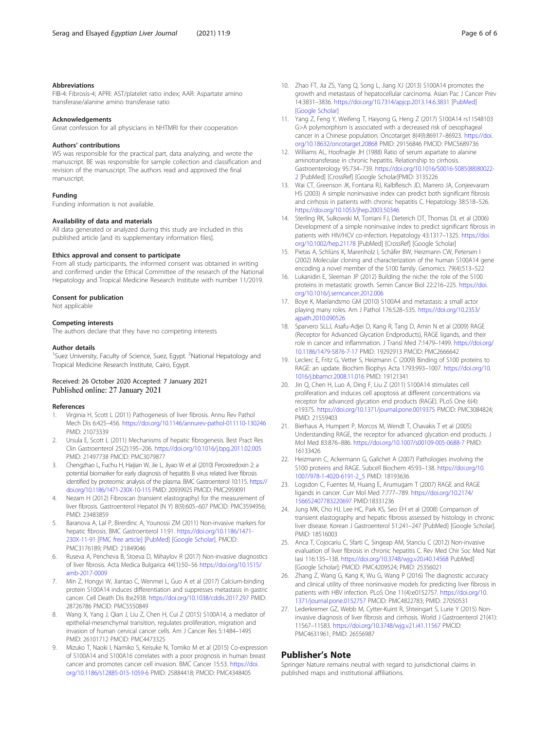### Abbreviations

FIB-4: Fibrosis-4; APRI: AST/platelet ratio index; AAR: Aspartate amino transferase/alanine amino transferase ratio

### Acknowledgements

Great confession for all physicians in NHTMRI for their cooperation

### Authors' contributions

WS was responsible for the practical part, data analyzing, and wrote the manuscript. BE was responsible for sample collection and classification and revision of the manuscript. The authors read and approved the final manuscript.

### Funding

Funding information is not available.

### Availability of data and materials

All data generated or analyzed during this study are included in this published article [and its supplementary information files].

### Ethics approval and consent to participate

From all study participants, the informed consent was obtained in writing and confirmed under the Ethical Committee of the research of the National Hepatology and Tropical Medicine Research Institute with number 11/2019.

### Consent for publication

Not applicable

### Competing interests

The authors declare that they have no competing interests

### Author details

[1]Suez University, Faculty of Science, Suez, Egypt. [2]National Hepatology and Tropical Medicine Research Institute, Cairo, Egypt.

Received: 26 October 2020 Accepted: 7 January 2021
Published online: 27 January 2021

### References

1. Virginia H, Scott L (2011) Pathogenesis of liver fibrosis. Annu Rev Pathol Mech Dis 6:425–456. https://doi.org/10.1146/annurev-pathol-011110-130246 PMID: 21073339
2. Ursula E, Scott L (2011) Mechanisms of hepatic fibrogenesis. Best Pract Res Clin Gastroenterol 25(2):195–206. https://doi.org/10.1016/j.bpg.2011.02.005 PMID: 21497738 PMCID: PMC3079877
3. Chengzhao L, Fuchu H, Haijian W, Jie L, Jiyao W et al (2010) Peroxiredoxin 2: a potential biomarker for early diagnosis of hepatitis B virus related liver fibrosis identified by proteomic analysis of the plasma. BMC Gastroenterol 10:115. https://doi.org/10.1186/1471-230X-10-115 PMID: 20939925 PMCID: PMC2959091
4. Nezam H (2012) Fibroscan (transient elastography) for the measurement of liver fibrosis. Gastroenterol Hepatol (N Y) 8(9):605–607 PMCID: PMC3594956; PMID: 23483859
5. Baranova A, Lal P, Birerdinc A, Younossi ZM (2011) Non-invasive markers for hepatic fibrosis. BMC Gastroenterol 11:91. https://doi.org/10.1186/1471-230X-11-91 [PMC free article] [PubMed] [Google Scholar]. PMCID: PMC3176189; PMID: 21849046
6. Ruseva A, Pencheva B, Stoeva D, Mihaylov R (2017) Non-invasive diagnostics of liver fibrosis. Acta Medica Bulgarica 44(1):50–56 https://doi.org/10.1515/amb-2017-0009
7. Min Z, Hongyi W, Jiantao C, Wenmei L, Guo A et al (2017) Calcium-binding protein S100A14 induces differentiation and suppresses metastasis in gastric cancer. Cell Death Dis 8:e2938. https://doi.org/10.1038/cddis.2017.297 PMID: 28726786 PMCID: PMC5550849
8. Wang X, Yang J, Qian J, Liu Z, Chen H, Cui Z (2015) S100A14, a mediator of epithelial-mesenchymal transition, regulates proliferation, migration and invasion of human cervical cancer cells. Am J Cancer Res 5:1484–1495 PMID: 26101712 PMCID: PMC4473325
9. Mizuko T, Naoki I, Namiko S, Keisuke N, Tomiko M et al (2015) Co-expression of S100A14 and S100A16 correlates with a poor prognosis in human breast cancer and promotes cancer cell invasion. BMC Cancer 15:53. https://doi.org/10.1186/s12885-015-1059-6 PMID: 25884418; PMCID: PMC4348405
10. Zhao FT, Jia ZS, Yang Q, Song L, Jiang XJ (2013) S100A14 promotes the growth and metastasis of hepatocellular carcinoma. Asian Pac J Cancer Prev 14:3831–3836. https://doi.org/10.7314/apjcp.2013.14.6.3831 [PubMed] [Google Scholar]
11. Yang Z, Feng Y, Weifeng T, Haiyong G, Heng Z (2017) S100A14 rs11548103 G>A polymorphism is associated with a decreased risk of oesophageal cancer in a Chinese population. Oncotarget 8(49):86917–86923. https://doi.org/10.18632/oncotarget.20868 PMID: 29156846 PMCID: PMC5689736
12. Williams AL, Hoofnagle JH (1988) Ratio of serum aspartate to alanine aminotransferase in chronic hepatitis. Relationship to cirrhosis. Gastroenterology 95:734–739. https://doi.org/10.1016/S0016-5085(88)80022-2 [PubMed] [CrossRef] [Google Scholar]PMID: 3135226
13. Wai CT, Greenson JK, Fontana RJ, Kalbfleisch JD, Marrero JA, Conjeevaram HS (2003) A simple noninvasive index can predict both significant fibrosis and cirrhosis in patients with chronic hepatitis C. Hepatology 38:518–526. https://doi.org/10.1053/jhep.2003.50346
14. Sterling RK, Sulkowski M, Torriani FJ, Dieterich DT, Thomas DL et al (2006) Development of a simple noninvasive index to predict significant fibrosis in patients with HIV/HCV co-infection. Hepatology 43:1317–1325. https://doi.org/10.1002/hep.21178 [PubMed] [CrossRef] [Google Scholar]
15. Pietas A, Schlüns K, Marenholz I, Schäfer BW, Heizmann CW, Petersen I (2002) Molecular cloning and characterization of the human S100A14 gene encoding a novel member of the S100 family. Genomics. 79(4):513–522
16. Lukanidin E, Sleeman JP (2012) Building the niche: the role of the S100 proteins in metastatic growth. Semin Cancer Biol 22:216–225. https://doi.org/10.1016/j.semcancer.2012.006
17. Boye K, Maelandsmo GM (2010) S100A4 and metastasis: a small actor playing many roles. Am J Pathol 176:528–535. https://doi.org/10.2353/ajpath.2010.090526
18. Sparvero SLLJ, Asafu-Adjei D, Kang R, Tang D, Amin N et al (2009) RAGE (Receptor for Advanced Glycation Endproducts), RAGE ligands, and their role in cancer and inflammation. J Transl Med 7:1479–1499. https://doi.org/10.1186/1479-5876-7-17 PMID: 19292913 PMCID: PMC2666642
19. Leclerc E, Fritz G, Vetter S, Heizmann C (2009) Binding of S100 proteins to RAGE: an update. Biochim Biophys Acta 1793:993–1007. https://doi.org/10.1016/j.bbamcr.2008.11.016 PMID: 19121341
20. Jin Q, Chen H, Luo A, Ding F, Liu Z (2011) S100A14 stimulates cell proliferation and induces cell apoptosis at different concentrations via receptor for advanced glycation end products (RAGE). PLoS One 6(4): e19375. https://doi.org/10.1371/journal.pone.0019375 PMCID: PMC3084824; PMID: 21559403
21. Bierhaus A, Humpert P, Morcos M, Wendt T, Chavakis T et al (2005) Understanding RAGE, the receptor for advanced glycation end products. J Mol Med 83:876–886. https://doi.org/10.1007/s00109-005-0688-7 PMID: 16133426
22. Heizmann C, Ackermann G, Galichet A (2007) Pathologies involving the S100 proteins and RAGE. Subcell Biochem 45:93–138. https://doi.org/10.1007/978-1-4020-6191-2_5 PMID: 18193636
23. Logsdon C, Fuentes M, Huang E, Arumugam T (2007) RAGE and RAGE ligands in cancer. Curr Mol Med 7:777–789. https://doi.org/10.2174/156652407783220697 PMID:18331236
24. Jung MK, Cho HJ, Lee HC, Park KS, Seo EH et al (2008) Comparison of transient elastography and hepatic fibrosis assessed by histology in chronic liver disease. Korean J Gastroenterol 51:241–247 [PubMed] [Google Scholar]. PMID: 18516003
25. Anca T, Cojocariu C, Sfarti C, Singeap AM, Stanciu C (2012) Non-invasive evaluation of liver fibrosis in chronic hepatitis C. Rev Med Chir Soc Med Nat Iasi 116:135–138. https://doi.org/10.3748/wjg.v20.i40.14568 PubMed] [Google Scholar]; PMCID: PMC4209524; PMID: 25356021
26. Zhang Z, Wang G, Kang K, Wu G, Wang P (2016) The diagnostic accuracy and clinical utility of three noninvasive models for predicting liver fibrosis in patients with HBV infection. PLoS One 11(4):e0152757. https://doi.org/10.1371/journal.pone.0152757 PMCID: PMC4822783; PMID: 27050531
27. Lederkremer GZ, Webb M, Cytter-Kuint R, Shteingart S, Lurie Y (2015) Non-invasive diagnosis of liver fibrosis and cirrhosis. World J Gastroenterol 21(41): 11567–11583. https://doi.org/10.3748/wjg.v21.i41.11567 PMCID: PMC4631961; PMID: 26556987

## Publisher's Note

Springer Nature remains neutral with regard to jurisdictional claims in published maps and institutional affiliations.